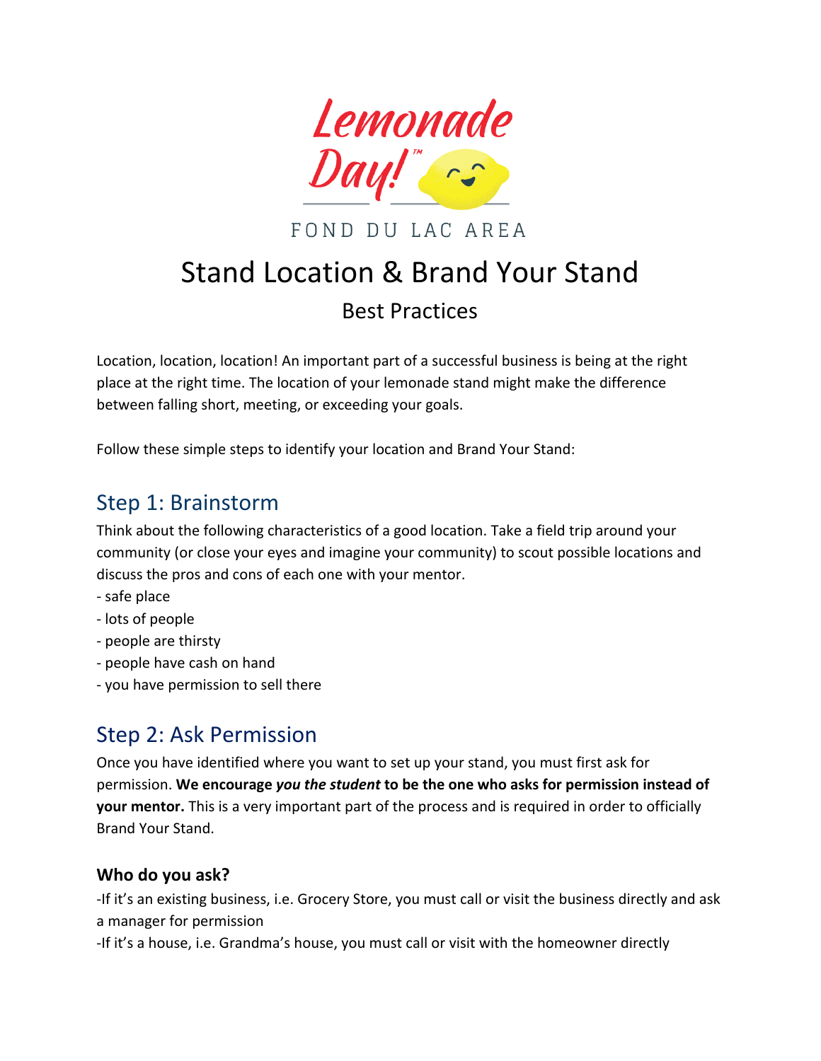Lemonade Day!™

FOND DU LAC AREA

# Stand Location & Brand Your Stand

## Best Practices

Location, location, location! An important part of a successful business is being at the right place at the right time. The location of your lemonade stand might make the difference between falling short, meeting, or exceeding your goals.

Follow these simple steps to identify your location and Brand Your Stand:

## Step 1: Brainstorm

Think about the following characteristics of a good location. Take a field trip around your community (or close your eyes and imagine your community) to scout possible locations and discuss the pros and cons of each one with your mentor.

- safe place
- lots of people
- people are thirsty
- people have cash on hand
- you have permission to sell there

## Step 2: Ask Permission

Once you have identified where you want to set up your stand, you must first ask for permission. **We encourage *you the student* to be the one who asks for permission instead of your mentor.** This is a very important part of the process and is required in order to officially Brand Your Stand.

### Who do you ask?

-If it's an existing business, i.e. Grocery Store, you must call or visit the business directly and ask a manager for permission

-If it's a house, i.e. Grandma's house, you must call or visit with the homeowner directly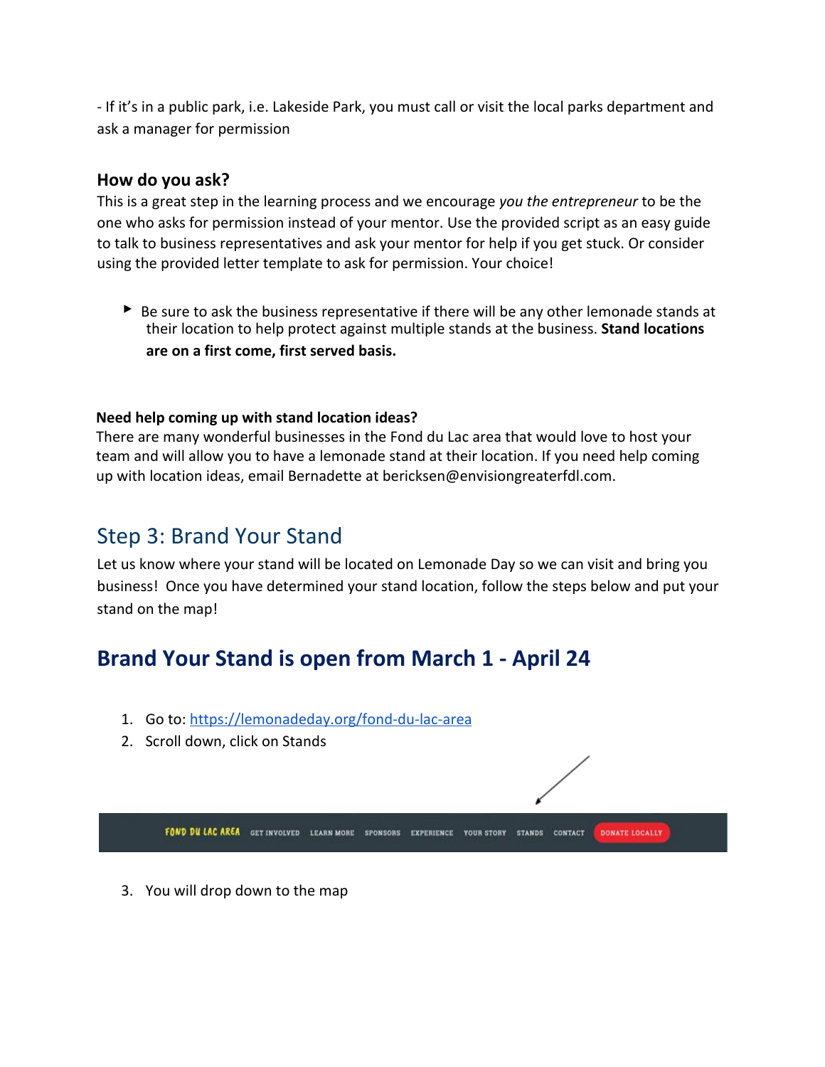- If it's in a public park, i.e. Lakeside Park, you must call or visit the local parks department and ask a manager for permission

### How do you ask?

This is a great step in the learning process and we encourage *you the entrepreneur* to be the one who asks for permission instead of your mentor. Use the provided script as an easy guide to talk to business representatives and ask your mentor for help if you get stuck. Or consider using the provided letter template to ask for permission. Your choice!

- Be sure to ask the business representative if there will be any other lemonade stands at their location to help protect against multiple stands at the business. **Stand locations are on a first come, first served basis.**

**Need help coming up with stand location ideas?**

There are many wonderful businesses in the Fond du Lac area that would love to host your team and will allow you to have a lemonade stand at their location. If you need help coming up with location ideas, email Bernadette at bericksen@envisiongreaterfdl.com.

## Step 3: Brand Your Stand

Let us know where your stand will be located on Lemonade Day so we can visit and bring you business! Once you have determined your stand location, follow the steps below and put your stand on the map!

## Brand Your Stand is open from March 1 - April 24

1. Go to: https://lemonadeday.org/fond-du-lac-area
2. Scroll down, click on Stands

FOND DU LAC AREA GET INVOLVED LEARN MORE SPONSORS EXPERIENCE YOUR STORY STANDS CONTACT DONATE LOCALLY

3. You will drop down to the map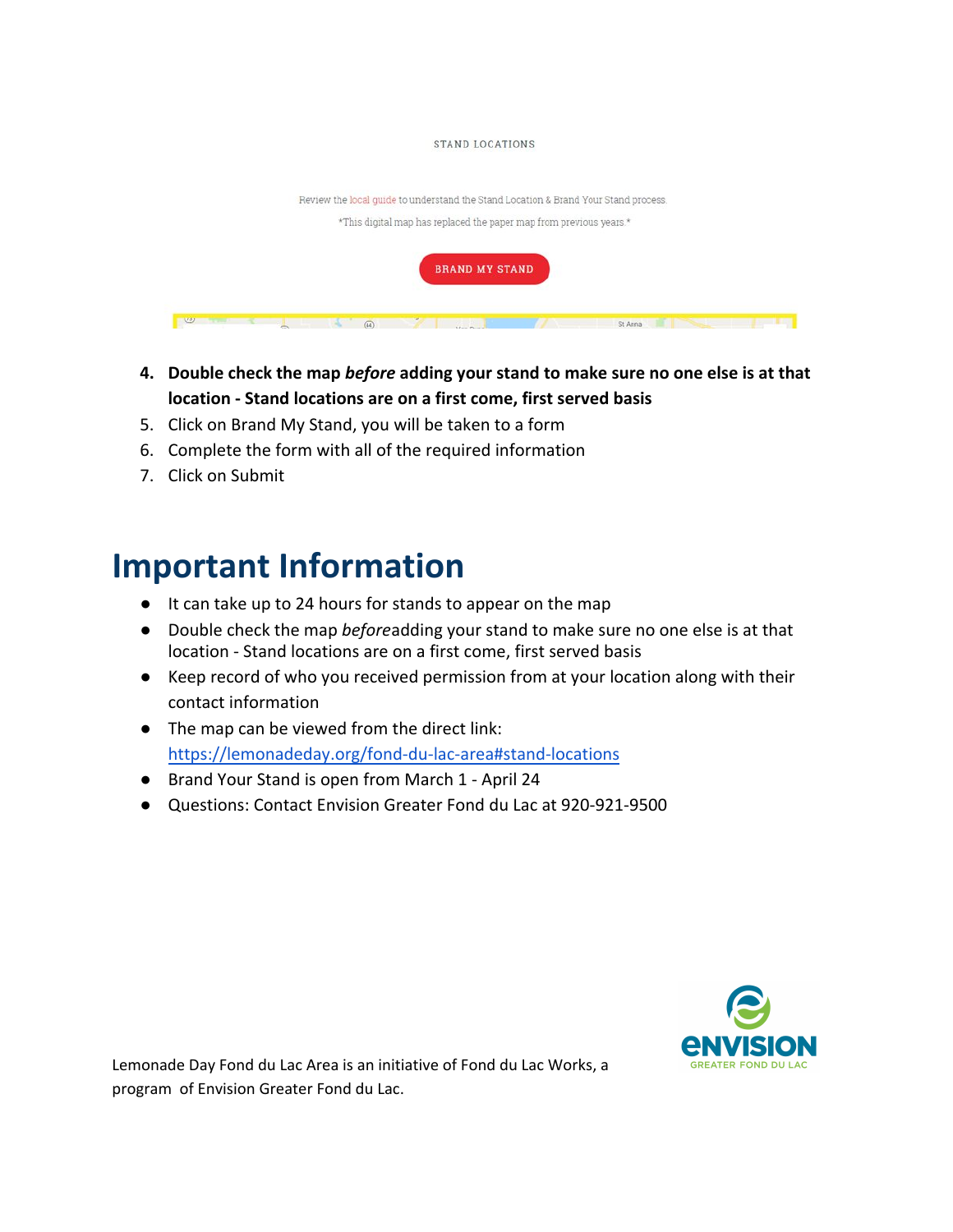STAND LOCATIONS

Review the local guide to understand the Stand Location & Brand Your Stand process.

*This digital map has replaced the paper map from previous years.*

BRAND MY STAND

4. **Double check the map *before* adding your stand to make sure no one else is at that location - Stand locations are on a first come, first served basis**
5. Click on Brand My Stand, you will be taken to a form
6. Complete the form with all of the required information
7. Click on Submit

# Important Information

- It can take up to 24 hours for stands to appear on the map
- Double check the map *before*adding your stand to make sure no one else is at that location - Stand locations are on a first come, first served basis
- Keep record of who you received permission from at your location along with their contact information
- The map can be viewed from the direct link: https://lemonadeday.org/fond-du-lac-area#stand-locations
- Brand Your Stand is open from March 1 - April 24
- Questions: Contact Envision Greater Fond du Lac at 920-921-9500

Lemonade Day Fond du Lac Area is an initiative of Fond du Lac Works, a program of Envision Greater Fond du Lac.

ENVISION GREATER FOND DU LAC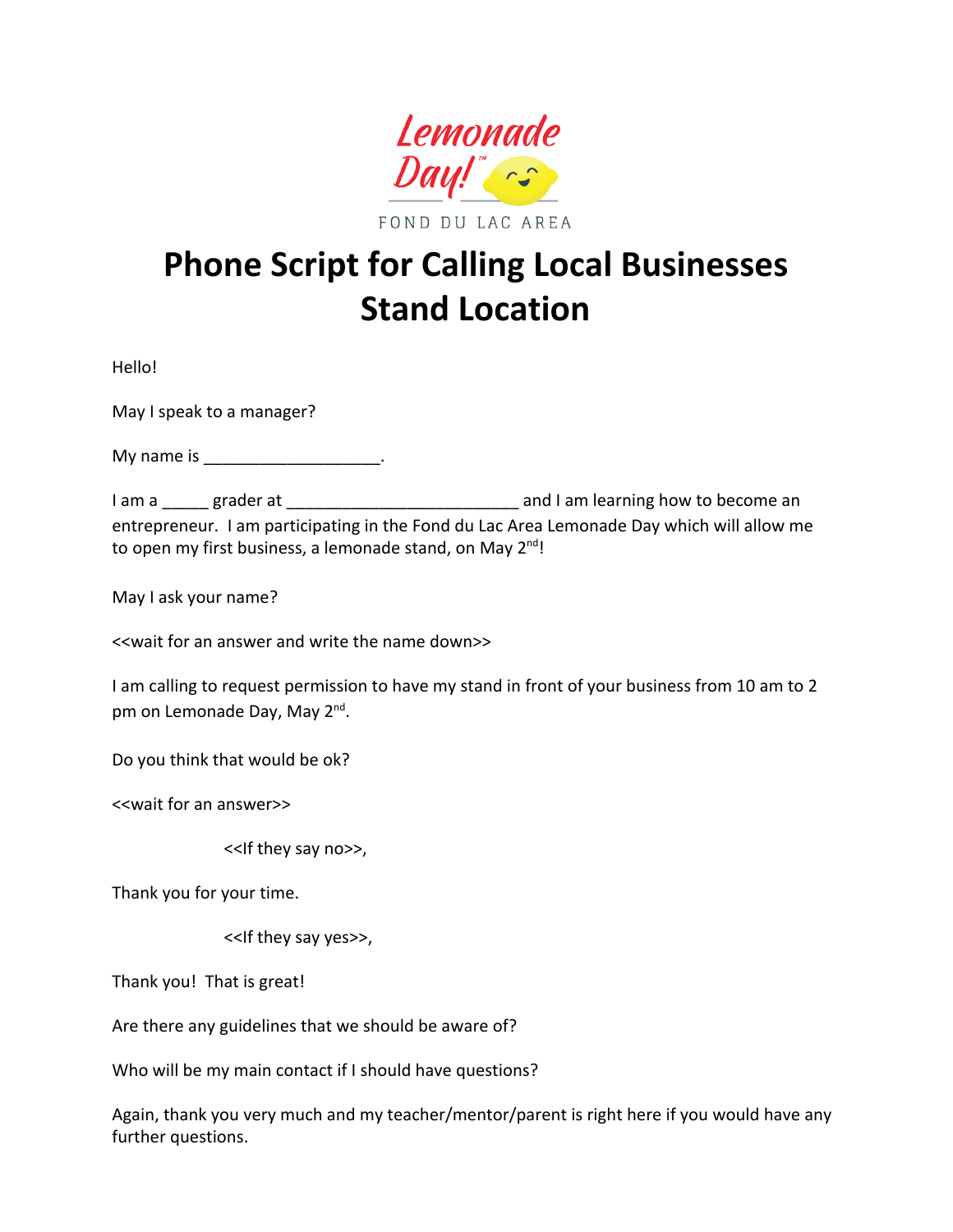Lemonade Day!™

FOND DU LAC AREA

# Phone Script for Calling Local Businesses Stand Location

Hello!

May I speak to a manager?

My name is ___________________.

I am a _____ grader at _________________________ and I am learning how to become an entrepreneur. I am participating in the Fond du Lac Area Lemonade Day which will allow me to open my first business, a lemonade stand, on May 2nd!

May I ask your name?

<<wait for an answer and write the name down>>

I am calling to request permission to have my stand in front of your business from 10 am to 2 pm on Lemonade Day, May 2nd.

Do you think that would be ok?

<<wait for an answer>>

<<If they say no>>,

Thank you for your time.

<<If they say yes>>,

Thank you! That is great!

Are there any guidelines that we should be aware of?

Who will be my main contact if I should have questions?

Again, thank you very much and my teacher/mentor/parent is right here if you would have any further questions.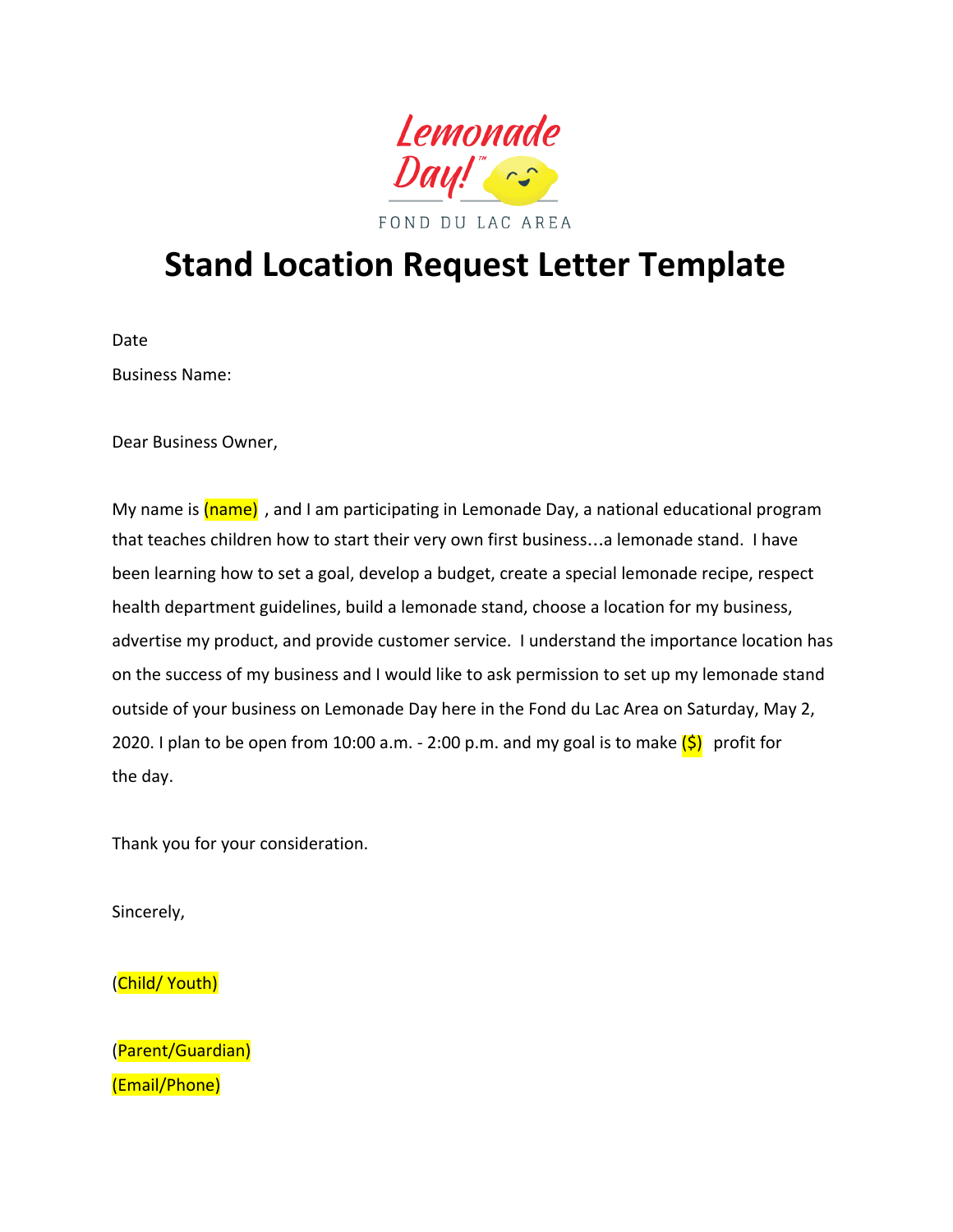Lemonade Day!™

FOND DU LAC AREA

# Stand Location Request Letter Template

Date

Business Name:

Dear Business Owner,

My name is (name) , and I am participating in Lemonade Day, a national educational program that teaches children how to start their very own first business…a lemonade stand. I have been learning how to set a goal, develop a budget, create a special lemonade recipe, respect health department guidelines, build a lemonade stand, choose a location for my business, advertise my product, and provide customer service. I understand the importance location has on the success of my business and I would like to ask permission to set up my lemonade stand outside of your business on Lemonade Day here in the Fond du Lac Area on Saturday, May 2, 2020. I plan to be open from 10:00 a.m. - 2:00 p.m. and my goal is to make ($) profit for the day.

Thank you for your consideration.

Sincerely,

(Child/ Youth)

(Parent/Guardian)

(Email/Phone)